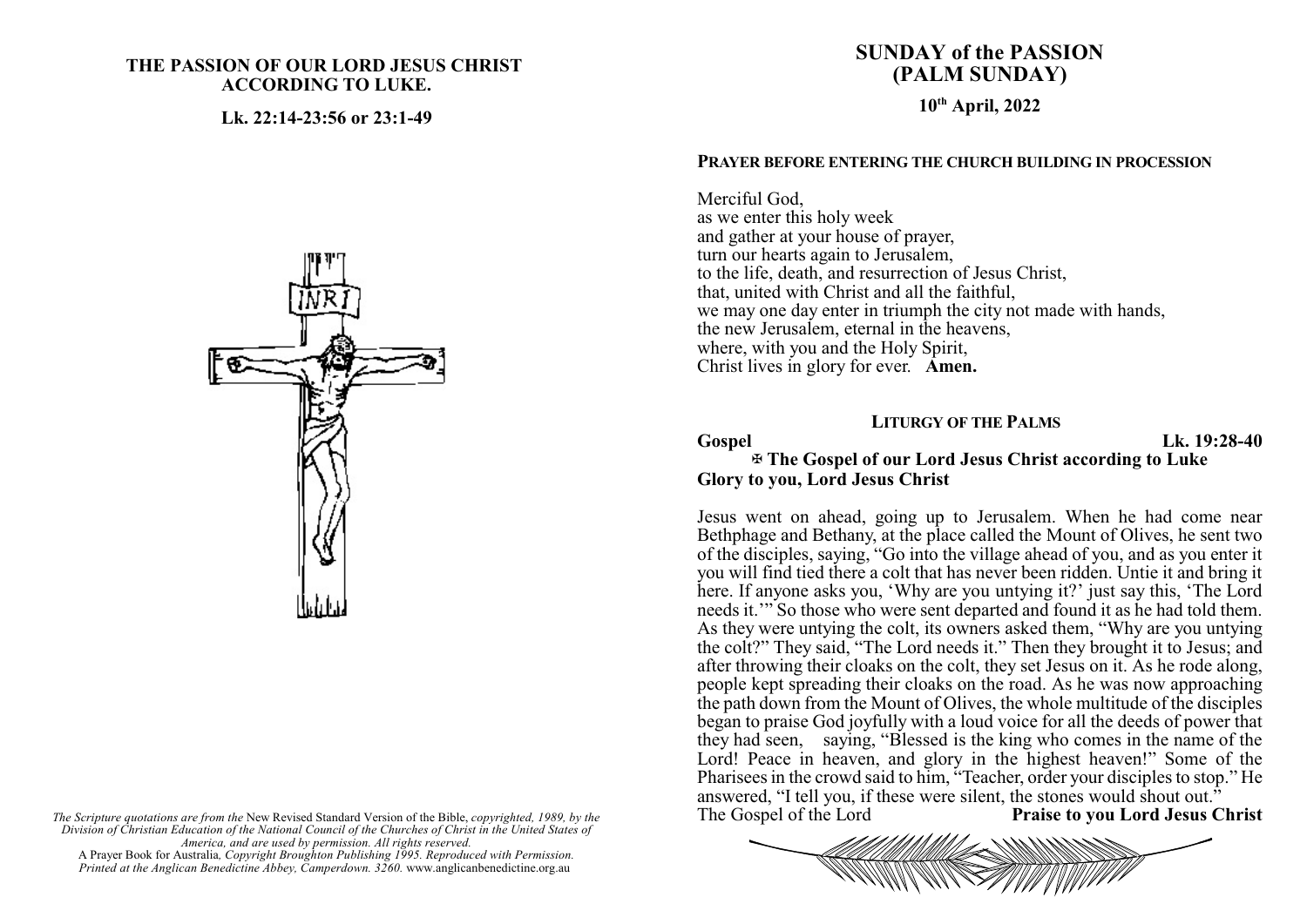## THE PASSION OF OUR LORD JESUS CHRIST ACCORDING TO LUKE.

**Lk. 22:14-23:56 or 23:1-49**

*The Scripture quotations are from the* New Revised Standard Version of the Bible, *copyrighted, 1989, by the Division of Christian Education of the National Council of the Churches of Christ in the United States of America, and are used by permission. All rights reserved.*
A Prayer Book for Australia, *Copyright Broughton Publishing 1995. Reproduced with Permission. Printed at the Anglican Benedictine Abbey, Camperdown. 3260.* www.anglicanbenedictine.org.au

# SUNDAY of the PASSION (PALM SUNDAY)

**10th April, 2022**

### PRAYER BEFORE ENTERING THE CHURCH BUILDING IN PROCESSION

Merciful God,
as we enter this holy week
and gather at your house of prayer,
turn our hearts again to Jerusalem,
to the life, death, and resurrection of Jesus Christ,
that, united with Christ and all the faithful,
we may one day enter in triumph the city not made with hands,
the new Jerusalem, eternal in the heavens,
where, with you and the Holy Spirit,
Christ lives in glory for ever. **Amen.**

### LITURGY OF THE PALMS

**Gospel** **Lk. 19:28-40**

**✠ The Gospel of our Lord Jesus Christ according to Luke**
**Glory to you, Lord Jesus Christ**

Jesus went on ahead, going up to Jerusalem. When he had come near Bethphage and Bethany, at the place called the Mount of Olives, he sent two of the disciples, saying, "Go into the village ahead of you, and as you enter it you will find tied there a colt that has never been ridden. Untie it and bring it here. If anyone asks you, 'Why are you untying it?' just say this, 'The Lord needs it.'" So those who were sent departed and found it as he had told them. As they were untying the colt, its owners asked them, "Why are you untying the colt?" They said, "The Lord needs it." Then they brought it to Jesus; and after throwing their cloaks on the colt, they set Jesus on it. As he rode along, people kept spreading their cloaks on the road. As he was now approaching the path down from the Mount of Olives, the whole multitude of the disciples began to praise God joyfully with a loud voice for all the deeds of power that they had seen, saying, "Blessed is the king who comes in the name of the Lord! Peace in heaven, and glory in the highest heaven!" Some of the Pharisees in the crowd said to him, "Teacher, order your disciples to stop." He answered, "I tell you, if these were silent, the stones would shout out."

The Gospel of the Lord **Praise to you Lord Jesus Christ**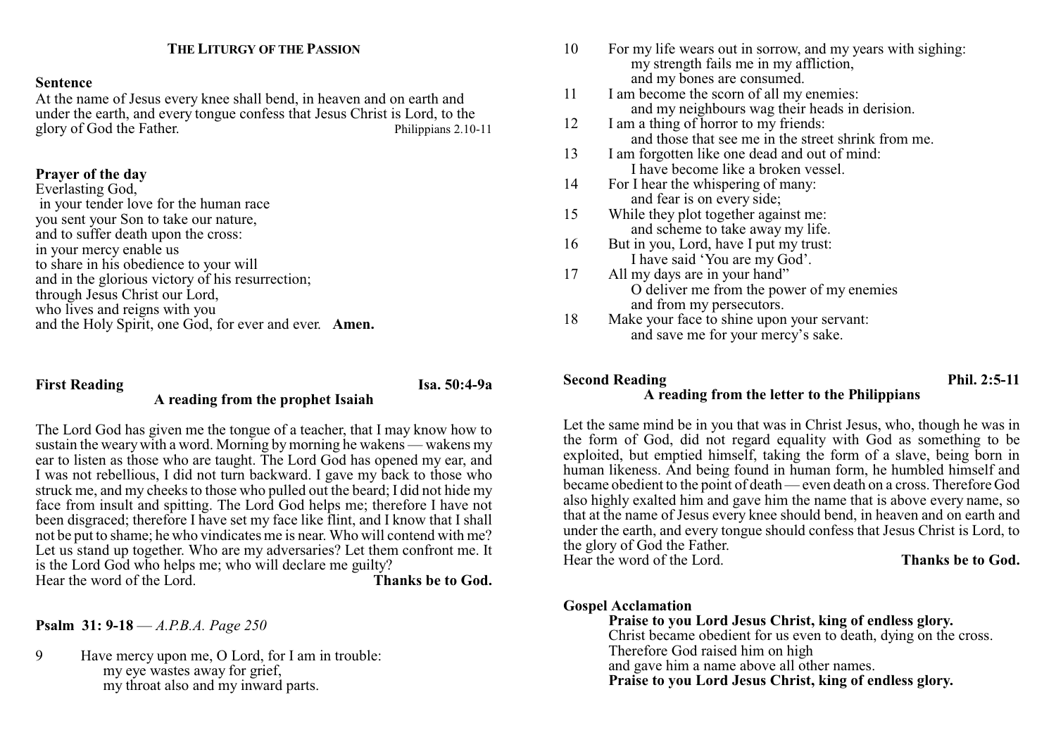## THE LITURGY OF THE PASSION

**Sentence**

At the name of Jesus every knee shall bend, in heaven and on earth and under the earth, and every tongue confess that Jesus Christ is Lord, to the glory of God the Father. Philippians 2.10-11

**Prayer of the day**

Everlasting God,
in your tender love for the human race
you sent your Son to take our nature,
and to suffer death upon the cross:
in your mercy enable us
to share in his obedience to your will
and in the glorious victory of his resurrection;
through Jesus Christ our Lord,
who lives and reigns with you
and the Holy Spirit, one God, for ever and ever. **Amen.**

**First Reading** **Isa. 50:4-9a**

**A reading from the prophet Isaiah**

The Lord God has given me the tongue of a teacher, that I may know how to sustain the weary with a word. Morning by morning he wakens — wakens my ear to listen as those who are taught. The Lord God has opened my ear, and I was not rebellious, I did not turn backward. I gave my back to those who struck me, and my cheeks to those who pulled out the beard; I did not hide my face from insult and spitting. The Lord God helps me; therefore I have not been disgraced; therefore I have set my face like flint, and I know that I shall not be put to shame; he who vindicates me is near. Who will contend with me? Let us stand up together. Who are my adversaries? Let them confront me. It is the Lord God who helps me; who will declare me guilty?
Hear the word of the Lord. **Thanks be to God.**

**Psalm 31: 9-18** — *A.P.B.A. Page 250*

9 Have mercy upon me, O Lord, for I am in trouble:
my eye wastes away for grief,
my throat also and my inward parts.

10 For my life wears out in sorrow, and my years with sighing:
my strength fails me in my affliction,
and my bones are consumed.

11 I am become the scorn of all my enemies:
and my neighbours wag their heads in derision.

12 I am a thing of horror to my friends:
and those that see me in the street shrink from me.

13 I am forgotten like one dead and out of mind:
I have become like a broken vessel.

14 For I hear the whispering of many:
and fear is on every side;

15 While they plot together against me:
and scheme to take away my life.

16 But in you, Lord, have I put my trust:
I have said 'You are my God'.

17 All my days are in your hand"
O deliver me from the power of my enemies
and from my persecutors.

18 Make your face to shine upon your servant:
and save me for your mercy's sake.

**Second Reading** **Phil. 2:5-11**

**A reading from the letter to the Philippians**

Let the same mind be in you that was in Christ Jesus, who, though he was in the form of God, did not regard equality with God as something to be exploited, but emptied himself, taking the form of a slave, being born in human likeness. And being found in human form, he humbled himself and became obedient to the point of death — even death on a cross. Therefore God also highly exalted him and gave him the name that is above every name, so that at the name of Jesus every knee should bend, in heaven and on earth and under the earth, and every tongue should confess that Jesus Christ is Lord, to the glory of God the Father.
Hear the word of the Lord. **Thanks be to God.**

**Gospel Acclamation**

**Praise to you Lord Jesus Christ, king of endless glory.**
Christ became obedient for us even to death, dying on the cross.
Therefore God raised him on high
and gave him a name above all other names.
**Praise to you Lord Jesus Christ, king of endless glory.**